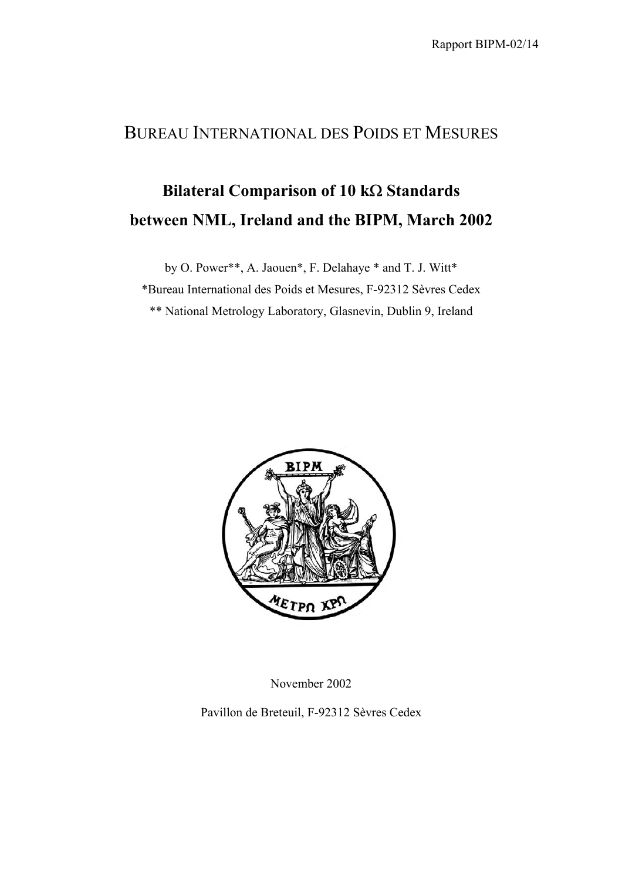Rapport BIPM-02/14

# BUREAU INTERNATIONAL DES POIDS ET MESURES

## Bilateral Comparison of 10 kΩ Standards between NML, Ireland and the BIPM, March 2002

by O. Power**, A. Jaouen*, F. Delahaye * and T. J. Witt*

*Bureau International des Poids et Mesures, F-92312 Sèvres Cedex

** National Metrology Laboratory, Glasnevin, Dublin 9, Ireland

November 2002

Pavillon de Breteuil, F-92312 Sèvres Cedex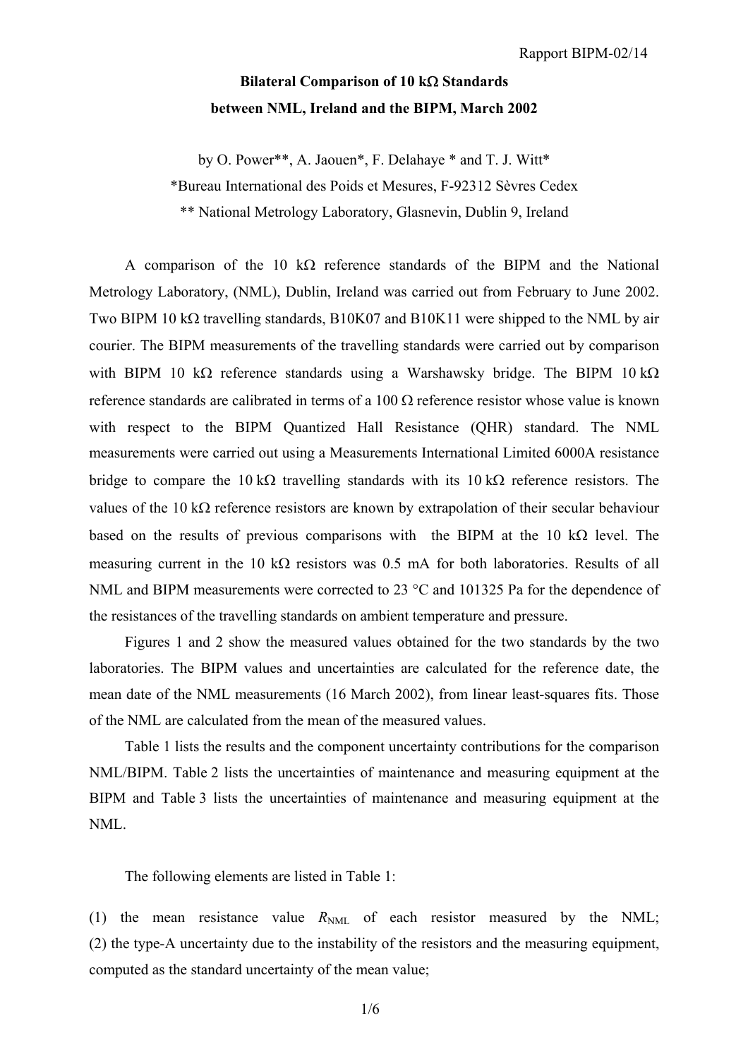Rapport BIPM-02/14

**Bilateral Comparison of 10 kΩ Standards**
**between NML, Ireland and the BIPM, March 2002**

by O. Power**, A. Jaouen*, F. Delahaye * and T. J. Witt*

*Bureau International des Poids et Mesures, F-92312 Sèvres Cedex

** National Metrology Laboratory, Glasnevin, Dublin 9, Ireland

A comparison of the 10 kΩ reference standards of the BIPM and the National Metrology Laboratory, (NML), Dublin, Ireland was carried out from February to June 2002. Two BIPM 10 kΩ travelling standards, B10K07 and B10K11 were shipped to the NML by air courier. The BIPM measurements of the travelling standards were carried out by comparison with BIPM 10 kΩ reference standards using a Warshawsky bridge. The BIPM 10 kΩ reference standards are calibrated in terms of a 100 Ω reference resistor whose value is known with respect to the BIPM Quantized Hall Resistance (QHR) standard. The NML measurements were carried out using a Measurements International Limited 6000A resistance bridge to compare the 10 kΩ travelling standards with its 10 kΩ reference resistors. The values of the 10 kΩ reference resistors are known by extrapolation of their secular behaviour based on the results of previous comparisons with the BIPM at the 10 kΩ level. The measuring current in the 10 kΩ resistors was 0.5 mA for both laboratories. Results of all NML and BIPM measurements were corrected to 23 °C and 101325 Pa for the dependence of the resistances of the travelling standards on ambient temperature and pressure.

Figures 1 and 2 show the measured values obtained for the two standards by the two laboratories. The BIPM values and uncertainties are calculated for the reference date, the mean date of the NML measurements (16 March 2002), from linear least-squares fits. Those of the NML are calculated from the mean of the measured values.

Table 1 lists the results and the component uncertainty contributions for the comparison NML/BIPM. Table 2 lists the uncertainties of maintenance and measuring equipment at the BIPM and Table 3 lists the uncertainties of maintenance and measuring equipment at the NML.

The following elements are listed in Table 1:

(1) the mean resistance value $R_{NML}$ of each resistor measured by the NML;
(2) the type-A uncertainty due to the instability of the resistors and the measuring equipment, computed as the standard uncertainty of the mean value;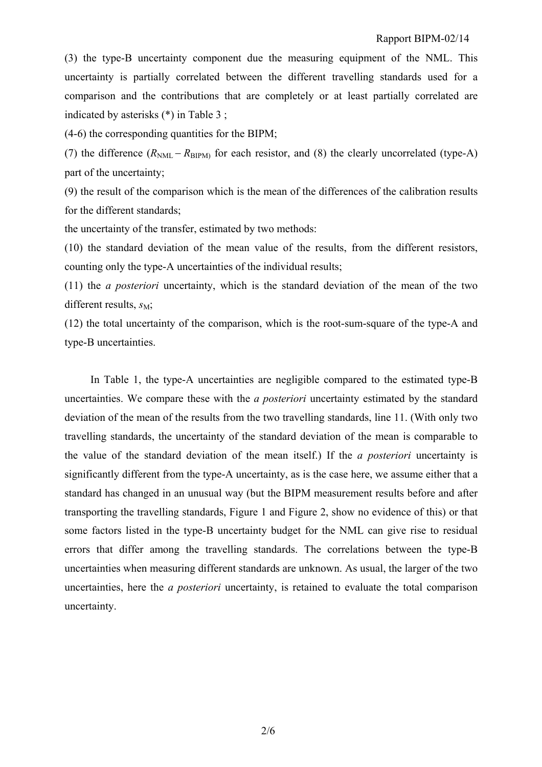(3) the type-B uncertainty component due the measuring equipment of the NML. This uncertainty is partially correlated between the different travelling standards used for a comparison and the contributions that are completely or at least partially correlated are indicated by asterisks (*) in Table 3 ;

(4-6) the corresponding quantities for the BIPM;

(7) the difference ($R_{NML} - R_{BIPM)}$ for each resistor, and (8) the clearly uncorrelated (type-A) part of the uncertainty;

(9) the result of the comparison which is the mean of the differences of the calibration results for the different standards;

the uncertainty of the transfer, estimated by two methods:

(10) the standard deviation of the mean value of the results, from the different resistors, counting only the type-A uncertainties of the individual results;

(11) the *a posteriori* uncertainty, which is the standard deviation of the mean of the two different results, $s_M$;

(12) the total uncertainty of the comparison, which is the root-sum-square of the type-A and type-B uncertainties.

In Table 1, the type-A uncertainties are negligible compared to the estimated type-B uncertainties. We compare these with the *a posteriori* uncertainty estimated by the standard deviation of the mean of the results from the two travelling standards, line 11. (With only two travelling standards, the uncertainty of the standard deviation of the mean is comparable to the value of the standard deviation of the mean itself.) If the *a posteriori* uncertainty is significantly different from the type-A uncertainty, as is the case here, we assume either that a standard has changed in an unusual way (but the BIPM measurement results before and after transporting the travelling standards, Figure 1 and Figure 2, show no evidence of this) or that some factors listed in the type-B uncertainty budget for the NML can give rise to residual errors that differ among the travelling standards. The correlations between the type-B uncertainties when measuring different standards are unknown. As usual, the larger of the two uncertainties, here the *a posteriori* uncertainty, is retained to evaluate the total comparison uncertainty.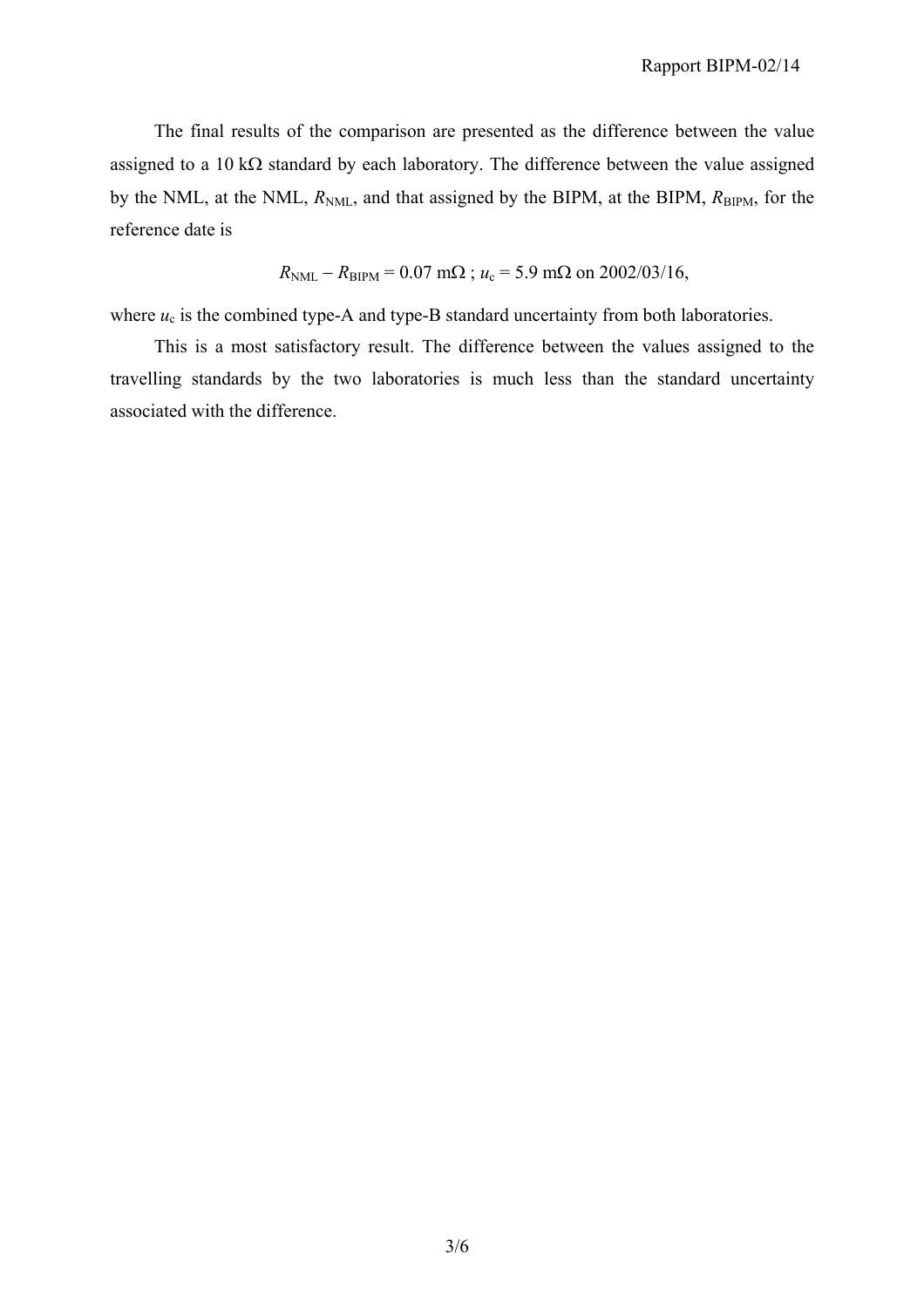The final results of the comparison are presented as the difference between the value assigned to a 10 kΩ standard by each laboratory. The difference between the value assigned by the NML, at the NML, $R_{\mathrm{NML}}$, and that assigned by the BIPM, at the BIPM, $R_{\mathrm{BIPM}}$, for the reference date is

$$R_{\mathrm{NML}} - R_{\mathrm{BIPM}} = 0.07 \text{ m}\Omega \text{ ; } u_{\mathrm{c}} = 5.9 \text{ m}\Omega \text{ on 2002/03/16,}$$

where $u_{\mathrm{c}}$ is the combined type-A and type-B standard uncertainty from both laboratories.

This is a most satisfactory result. The difference between the values assigned to the travelling standards by the two laboratories is much less than the standard uncertainty associated with the difference.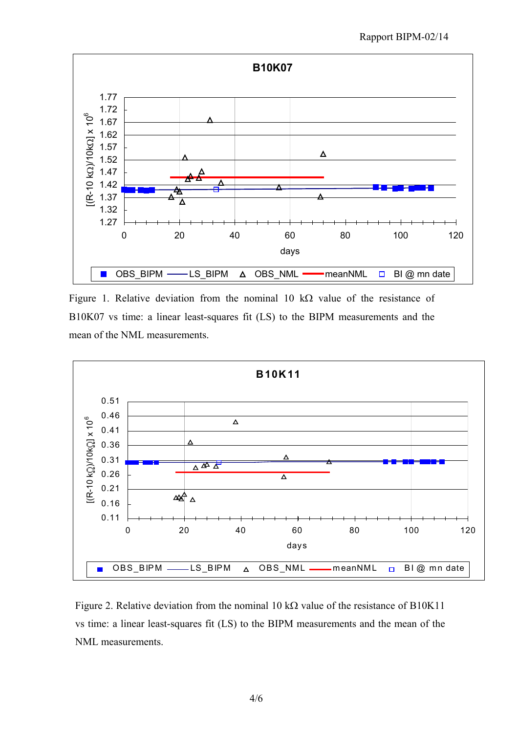Figure 1. Relative deviation from the nominal 10 kΩ value of the resistance of B10K07 vs time: a linear least-squares fit (LS) to the BIPM measurements and the mean of the NML measurements.

Figure 2. Relative deviation from the nominal 10 kΩ value of the resistance of B10K11 vs time: a linear least-squares fit (LS) to the BIPM measurements and the mean of the NML measurements.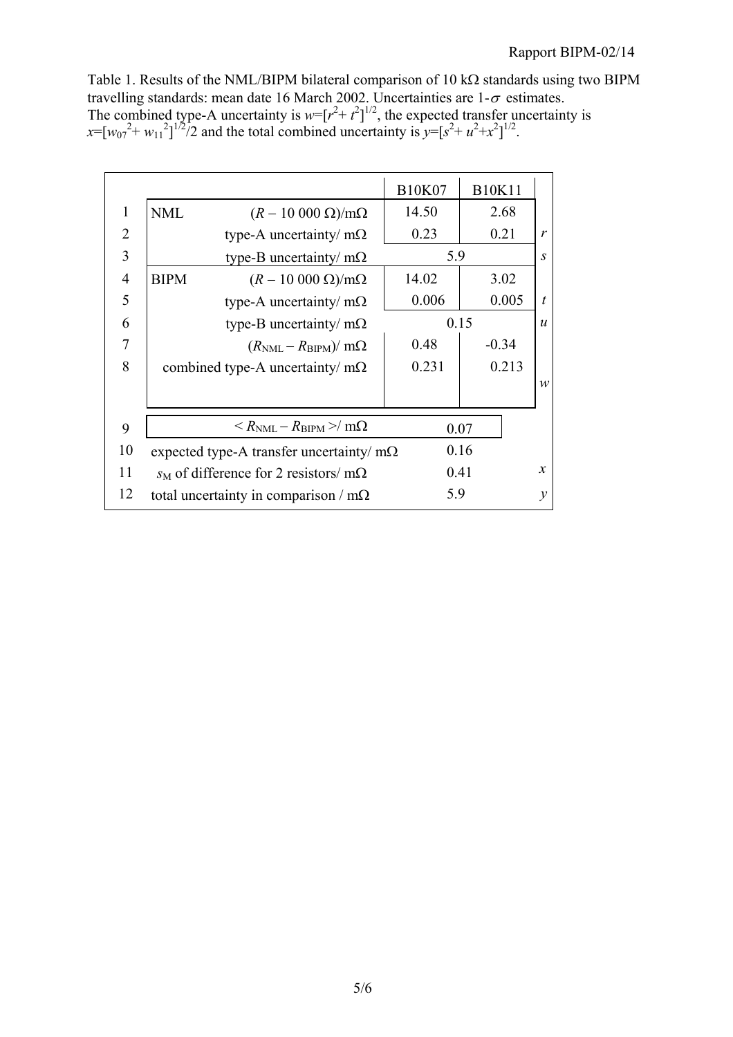Table 1. Results of the NML/BIPM bilateral comparison of 10 kΩ standards using two BIPM travelling standards: mean date 16 March 2002. Uncertainties are 1-$\sigma$ estimates. The combined type-A uncertainty is $w=[r^2+t^2]^{1/2}$, the expected transfer uncertainty is $x=[w_{07}^2+w_{11}^2]^{1/2}/2$ and the total combined uncertainty is $y=[s^2+u^2+x^2]^{1/2}$.

| | | | B10K07 | B10K11 | |
|---|---|---|---|---|---|
| 1 | NML | $(R - 10\ 000\ \Omega)$/mΩ | 14.50 | 2.68 | |
| 2 | | type-A uncertainty/ mΩ | 0.23 | 0.21 | $r$ |
| 3 | | type-B uncertainty/ mΩ | 5.9 | | $s$ |
| 4 | BIPM | $(R - 10\ 000\ \Omega)$/mΩ | 14.02 | 3.02 | |
| 5 | | type-A uncertainty/ mΩ | 0.006 | 0.005 | $t$ |
| 6 | | type-B uncertainty/ mΩ | 0.15 | | $u$ |
| 7 | | $(R_{NML} - R_{BIPM})$/ mΩ | 0.48 | -0.34 | |
| 8 | | combined type-A uncertainty/ mΩ | 0.231 | 0.213 | $w$ |
| 9 | | $< R_{NML} - R_{BIPM} >$/ mΩ | 0.07 | | |
| 10 | | expected type-A transfer uncertainty/ mΩ | 0.16 | | |
| 11 | | $s_M$ of difference for 2 resistors/ mΩ | 0.41 | | $x$ |
| 12 | | total uncertainty in comparison / mΩ | 5.9 | | $y$ |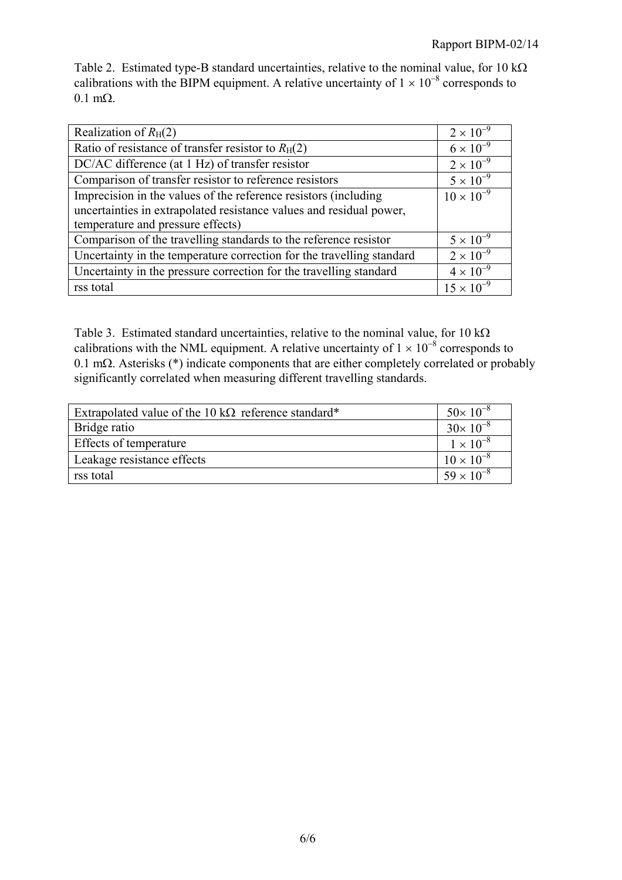Table 2. Estimated type-B standard uncertainties, relative to the nominal value, for 10 kΩ calibrations with the BIPM equipment. A relative uncertainty of $1 \times 10^{-8}$ corresponds to 0.1 mΩ.

| | |
|---|---|
| Realization of $R_H(2)$ | $2 \times 10^{-9}$ |
| Ratio of resistance of transfer resistor to $R_H(2)$ | $6 \times 10^{-9}$ |
| DC/AC difference (at 1 Hz) of transfer resistor | $2 \times 10^{-9}$ |
| Comparison of transfer resistor to reference resistors | $5 \times 10^{-9}$ |
| Imprecision in the values of the reference resistors (including uncertainties in extrapolated resistance values and residual power, temperature and pressure effects) | $10 \times 10^{-9}$ |
| Comparison of the travelling standards to the reference resistor | $5 \times 10^{-9}$ |
| Uncertainty in the temperature correction for the travelling standard | $2 \times 10^{-9}$ |
| Uncertainty in the pressure correction for the travelling standard | $4 \times 10^{-9}$ |
| rss total | $15 \times 10^{-9}$ |

Table 3. Estimated standard uncertainties, relative to the nominal value, for 10 kΩ calibrations with the NML equipment. A relative uncertainty of $1 \times 10^{-8}$ corresponds to 0.1 mΩ. Asterisks (*) indicate components that are either completely correlated or probably significantly correlated when measuring different travelling standards.

| | |
|---|---|
| Extrapolated value of the 10 kΩ reference standard* | $50 \times 10^{-8}$ |
| Bridge ratio | $30 \times 10^{-8}$ |
| Effects of temperature | $1 \times 10^{-8}$ |
| Leakage resistance effects | $10 \times 10^{-8}$ |
| rss total | $59 \times 10^{-8}$ |